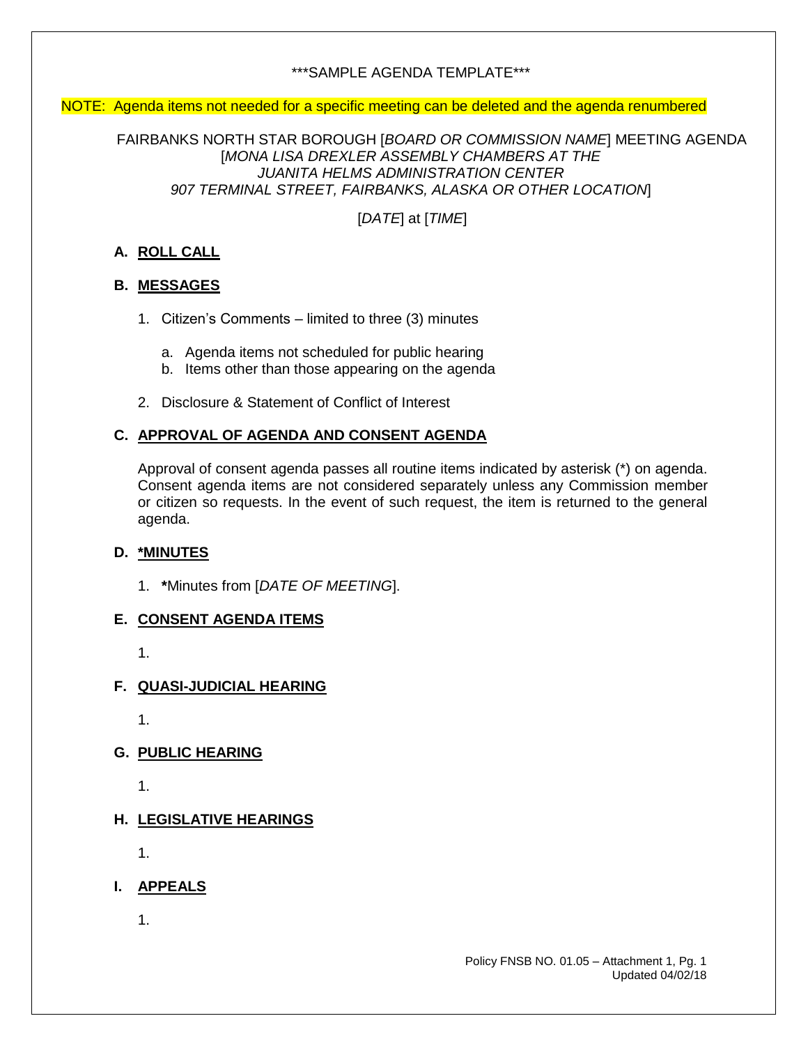\*\*\*SAMPLE AGENDA TEMPLATE\*\*\*

NOTE: Agenda items not needed for a specific meeting can be deleted and the agenda renumbered

FAIRBANKS NORTH STAR BOROUGH [*BOARD OR COMMISSION NAME*] MEETING AGENDA
[*MONA LISA DREXLER ASSEMBLY CHAMBERS AT THE JUANITA HELMS ADMINISTRATION CENTER 907 TERMINAL STREET, FAIRBANKS, ALASKA OR OTHER LOCATION*]

[*DATE*] at [*TIME*]

## A. ROLL CALL

## B. MESSAGES

1. Citizen's Comments – limited to three (3) minutes
   a. Agenda items not scheduled for public hearing
   b. Items other than those appearing on the agenda
2. Disclosure & Statement of Conflict of Interest

## C. APPROVAL OF AGENDA AND CONSENT AGENDA

Approval of consent agenda passes all routine items indicated by asterisk (*) on agenda. Consent agenda items are not considered separately unless any Commission member or citizen so requests. In the event of such request, the item is returned to the general agenda.

## D. *MINUTES

1. **\***Minutes from [*DATE OF MEETING*].

## E. CONSENT AGENDA ITEMS

1.

## F. QUASI-JUDICIAL HEARING

1.

## G. PUBLIC HEARING

1.

## H. LEGISLATIVE HEARINGS

1.

## I. APPEALS

1.

Policy FNSB NO. 01.05 – Attachment 1, Pg. 1
Updated 04/02/18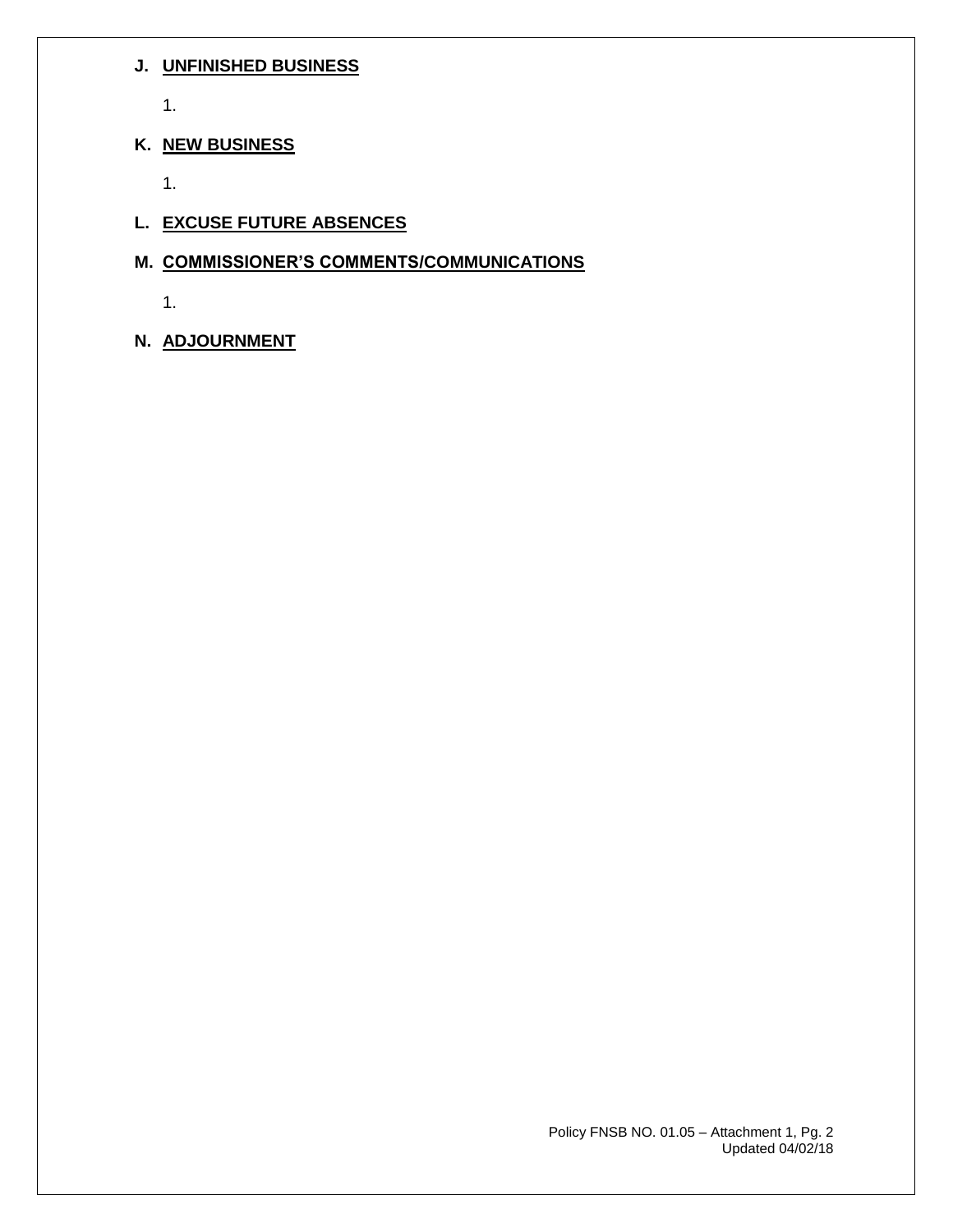**J. UNFINISHED BUSINESS**

1.

**K. NEW BUSINESS**

1.

**L. EXCUSE FUTURE ABSENCES**

**M. COMMISSIONER'S COMMENTS/COMMUNICATIONS**

1.

**N. ADJOURNMENT**